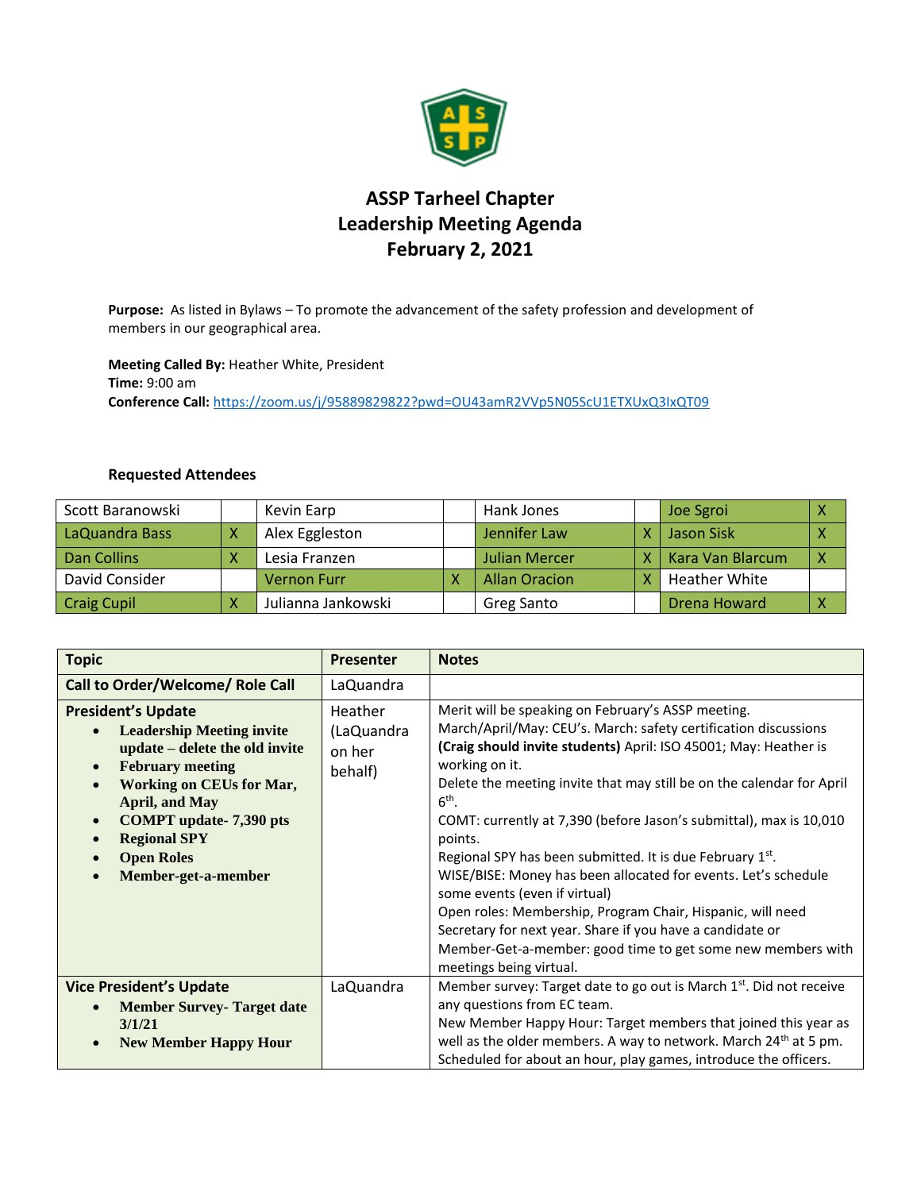# ASSP Tarheel Chapter
## Leadership Meeting Agenda
## February 2, 2021

**Purpose:** As listed in Bylaws – To promote the advancement of the safety profession and development of members in our geographical area.

**Meeting Called By:** Heather White, President
**Time:** 9:00 am
**Conference Call:** https://zoom.us/j/95889829822?pwd=OU43amR2VVp5N05ScU1ETXUxQ3IxQT09

**Requested Attendees**

| | | | | | | | |
|---|---|---|---|---|---|---|---|
| Scott Baranowski | | Kevin Earp | | Hank Jones | | Joe Sgroi | X |
| LaQuandra Bass | X | Alex Eggleston | | Jennifer Law | X | Jason Sisk | X |
| Dan Collins | X | Lesia Franzen | | Julian Mercer | X | Kara Van Blarcum | X |
| David Consider | | Vernon Furr | X | Allan Oracion | X | Heather White | |
| Craig Cupil | X | Julianna Jankowski | | Greg Santo | | Drena Howard | X |

| Topic | Presenter | Notes |
|---|---|---|
| **Call to Order/Welcome/ Role Call** | LaQuandra | |
| **President's Update**<br>• **Leadership Meeting invite update – delete the old invite**<br>• **February meeting**<br>• **Working on CEUs for Mar, April, and May**<br>• **COMPT update- 7,390 pts**<br>• **Regional SPY**<br>• **Open Roles**<br>• **Member-get-a-member** | Heather (LaQuandra on her behalf) | Merit will be speaking on February's ASSP meeting.<br>March/April/May: CEU's. March: safety certification discussions **(Craig should invite students)** April: ISO 45001; May: Heather is working on it.<br>Delete the meeting invite that may still be on the calendar for April 6th.<br>COMT: currently at 7,390 (before Jason's submittal), max is 10,010 points.<br>Regional SPY has been submitted. It is due February 1st.<br>WISE/BISE: Money has been allocated for events. Let's schedule some events (even if virtual)<br>Open roles: Membership, Program Chair, Hispanic, will need Secretary for next year. Share if you have a candidate or<br>Member-Get-a-member: good time to get some new members with meetings being virtual. |
| **Vice President's Update**<br>• **Member Survey- Target date 3/1/21**<br>• **New Member Happy Hour** | LaQuandra | Member survey: Target date to go out is March 1st. Did not receive any questions from EC team.<br>New Member Happy Hour: Target members that joined this year as well as the older members. A way to network. March 24th at 5 pm. Scheduled for about an hour, play games, introduce the officers. |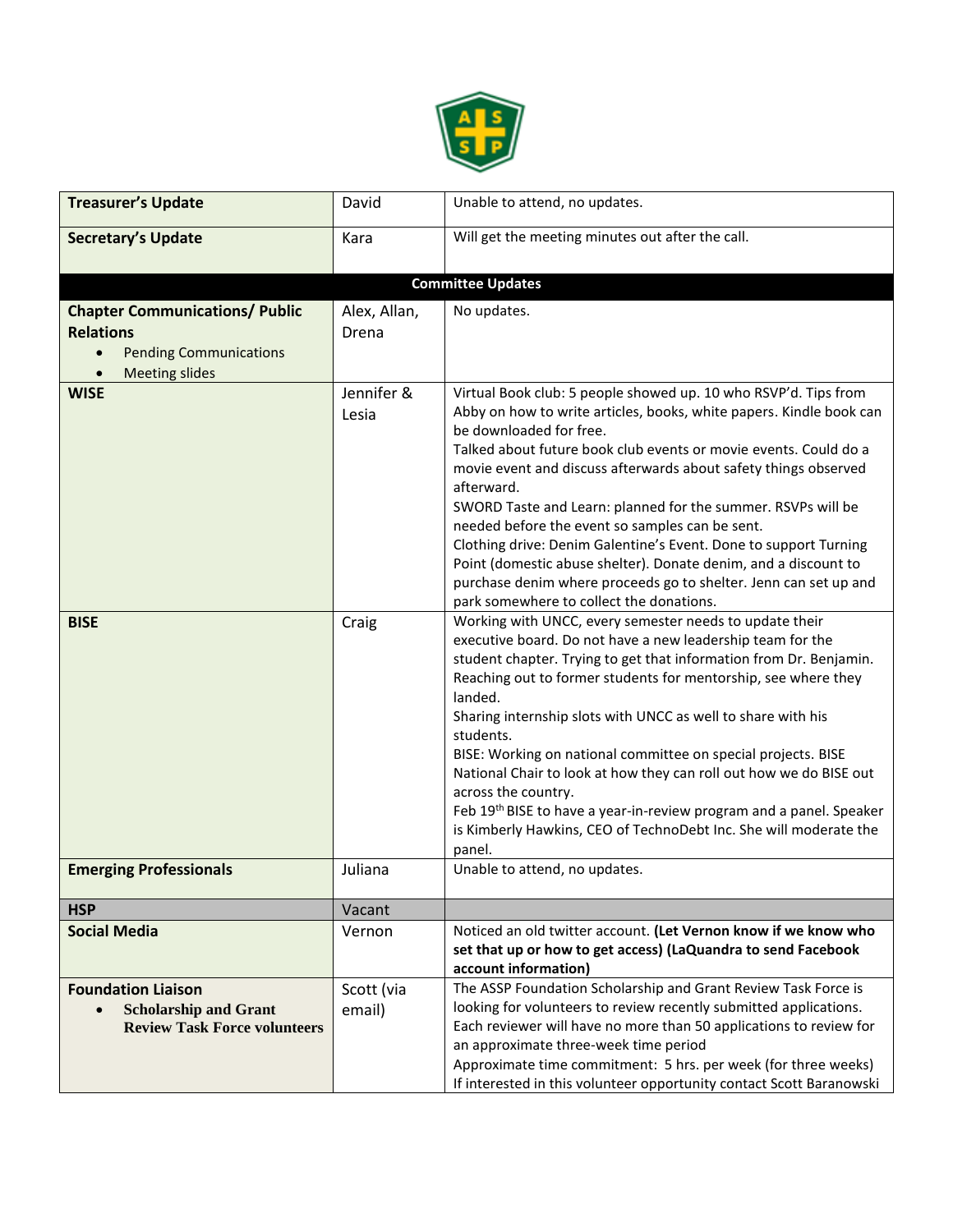| | | |
|---|---|---|
| **Treasurer's Update** | David | Unable to attend, no updates. |
| **Secretary's Update** | Kara | Will get the meeting minutes out after the call. |
| | **Committee Updates** | |
| **Chapter Communications/ Public Relations**<br>• Pending Communications<br>• Meeting slides | Alex, Allan, Drena | No updates. |
| **WISE** | Jennifer & Lesia | Virtual Book club: 5 people showed up. 10 who RSVP'd. Tips from Abby on how to write articles, books, white papers. Kindle book can be downloaded for free.<br>Talked about future book club events or movie events. Could do a movie event and discuss afterwards about safety things observed afterward.<br>SWORD Taste and Learn: planned for the summer. RSVPs will be needed before the event so samples can be sent.<br>Clothing drive: Denim Galentine's Event. Done to support Turning Point (domestic abuse shelter). Donate denim, and a discount to purchase denim where proceeds go to shelter. Jenn can set up and park somewhere to collect the donations. |
| **BISE** | Craig | Working with UNCC, every semester needs to update their executive board. Do not have a new leadership team for the student chapter. Trying to get that information from Dr. Benjamin. Reaching out to former students for mentorship, see where they landed.<br>Sharing internship slots with UNCC as well to share with his students.<br>BISE: Working on national committee on special projects. BISE National Chair to look at how they can roll out how we do BISE out across the country.<br>Feb 19th BISE to have a year-in-review program and a panel. Speaker is Kimberly Hawkins, CEO of TechnoDebt Inc. She will moderate the panel. |
| **Emerging Professionals** | Juliana | Unable to attend, no updates. |
| **HSP** | Vacant | |
| **Social Media** | Vernon | Noticed an old twitter account. **(Let Vernon know if we know who set that up or how to get access) (LaQuandra to send Facebook account information)** |
| **Foundation Liaison**<br>• **Scholarship and Grant Review Task Force volunteers** | Scott (via email) | The ASSP Foundation Scholarship and Grant Review Task Force is looking for volunteers to review recently submitted applications. Each reviewer will have no more than 50 applications to review for an approximate three-week time period<br>Approximate time commitment: 5 hrs. per week (for three weeks)<br>If interested in this volunteer opportunity contact Scott Baranowski |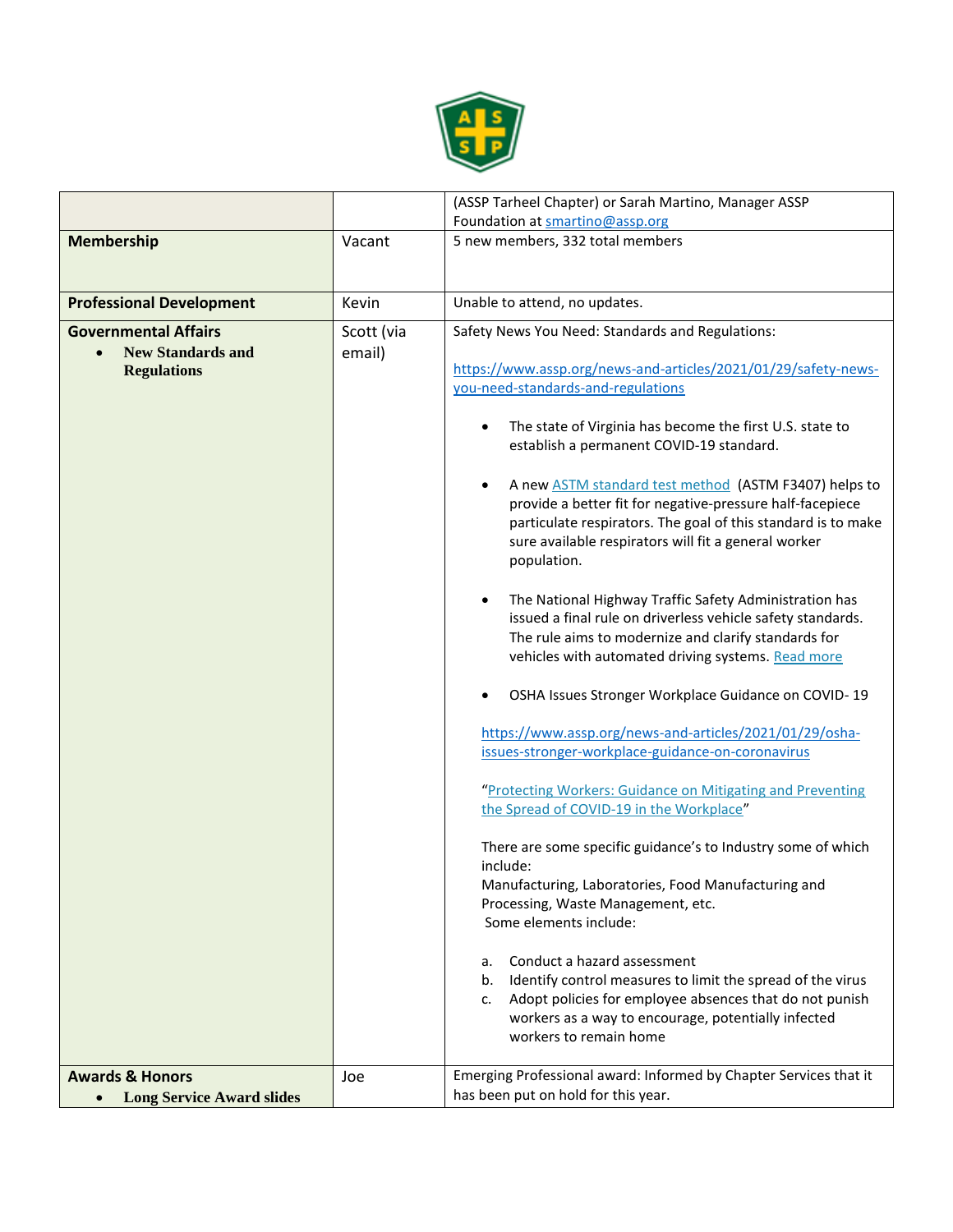| | | |
|---|---|---|
| | | (ASSP Tarheel Chapter) or Sarah Martino, Manager ASSP Foundation at smartino@assp.org |
| **Membership** | Vacant | 5 new members, 332 total members |
| **Professional Development** | Kevin | Unable to attend, no updates. |
| **Governmental Affairs**<br>• **New Standards and Regulations** | Scott (via email) | Safety News You Need: Standards and Regulations:<br><br>https://www.assp.org/news-and-articles/2021/01/29/safety-news-you-need-standards-and-regulations<br><br>• The state of Virginia has become the first U.S. state to establish a permanent COVID-19 standard.<br><br>• A new ASTM standard test method (ASTM F3407) helps to provide a better fit for negative-pressure half-facepiece particulate respirators. The goal of this standard is to make sure available respirators will fit a general worker population.<br><br>• The National Highway Traffic Safety Administration has issued a final rule on driverless vehicle safety standards. The rule aims to modernize and clarify standards for vehicles with automated driving systems. Read more<br><br>• OSHA Issues Stronger Workplace Guidance on COVID- 19<br><br>https://www.assp.org/news-and-articles/2021/01/29/osha-issues-stronger-workplace-guidance-on-coronavirus<br><br>"Protecting Workers: Guidance on Mitigating and Preventing the Spread of COVID-19 in the Workplace"<br><br>There are some specific guidance's to Industry some of which include:<br>Manufacturing, Laboratories, Food Manufacturing and Processing, Waste Management, etc.<br>Some elements include:<br><br>a. Conduct a hazard assessment<br>b. Identify control measures to limit the spread of the virus<br>c. Adopt policies for employee absences that do not punish workers as a way to encourage, potentially infected workers to remain home |
| **Awards & Honors**<br>• **Long Service Award slides** | Joe | Emerging Professional award: Informed by Chapter Services that it has been put on hold for this year. |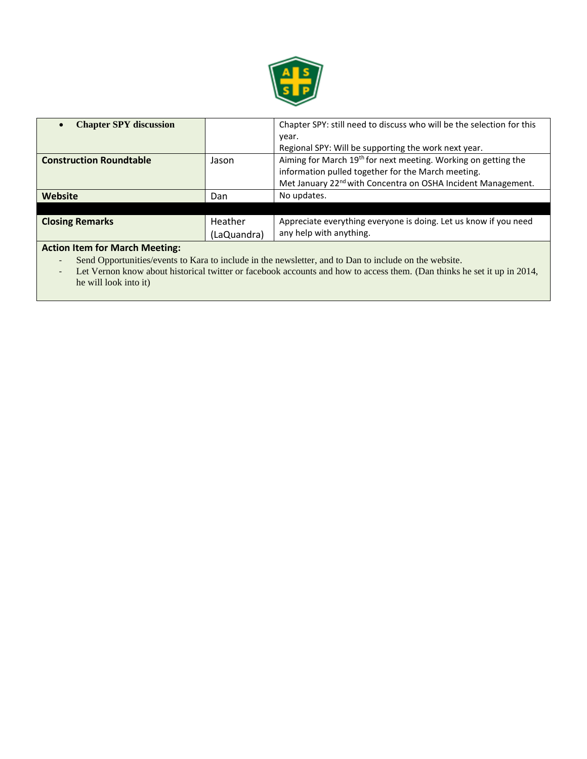| | | |
|---|---|---|
| • **Chapter SPY discussion** | | Chapter SPY: still need to discuss who will be the selection for this year.<br>Regional SPY: Will be supporting the work next year. |
| **Construction Roundtable** | Jason | Aiming for March 19th for next meeting. Working on getting the information pulled together for the March meeting.<br>Met January 22nd with Concentra on OSHA Incident Management. |
| **Website** | Dan | No updates. |
| | | |
| **Closing Remarks** | Heather (LaQuandra) | Appreciate everything everyone is doing. Let us know if you need any help with anything. |

**Action Item for March Meeting:**

- Send Opportunities/events to Kara to include in the newsletter, and to Dan to include on the website.
- Let Vernon know about historical twitter or facebook accounts and how to access them. (Dan thinks he set it up in 2014, he will look into it)